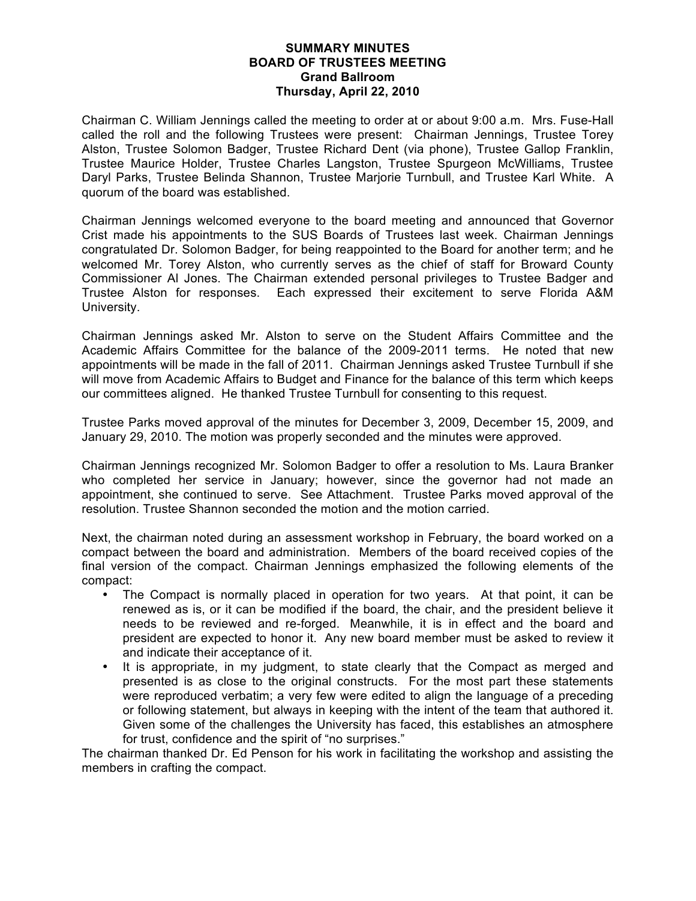# SUMMARY MINUTES
## BOARD OF TRUSTEES MEETING
### Grand Ballroom
### Thursday, April 22, 2010

Chairman C. William Jennings called the meeting to order at or about 9:00 a.m. Mrs. Fuse-Hall called the roll and the following Trustees were present: Chairman Jennings, Trustee Torey Alston, Trustee Solomon Badger, Trustee Richard Dent (via phone), Trustee Gallop Franklin, Trustee Maurice Holder, Trustee Charles Langston, Trustee Spurgeon McWilliams, Trustee Daryl Parks, Trustee Belinda Shannon, Trustee Marjorie Turnbull, and Trustee Karl White. A quorum of the board was established.

Chairman Jennings welcomed everyone to the board meeting and announced that Governor Crist made his appointments to the SUS Boards of Trustees last week. Chairman Jennings congratulated Dr. Solomon Badger, for being reappointed to the Board for another term; and he welcomed Mr. Torey Alston, who currently serves as the chief of staff for Broward County Commissioner Al Jones. The Chairman extended personal privileges to Trustee Badger and Trustee Alston for responses. Each expressed their excitement to serve Florida A&M University.

Chairman Jennings asked Mr. Alston to serve on the Student Affairs Committee and the Academic Affairs Committee for the balance of the 2009-2011 terms. He noted that new appointments will be made in the fall of 2011. Chairman Jennings asked Trustee Turnbull if she will move from Academic Affairs to Budget and Finance for the balance of this term which keeps our committees aligned. He thanked Trustee Turnbull for consenting to this request.

Trustee Parks moved approval of the minutes for December 3, 2009, December 15, 2009, and January 29, 2010. The motion was properly seconded and the minutes were approved.

Chairman Jennings recognized Mr. Solomon Badger to offer a resolution to Ms. Laura Branker who completed her service in January; however, since the governor had not made an appointment, she continued to serve. See Attachment. Trustee Parks moved approval of the resolution. Trustee Shannon seconded the motion and the motion carried.

Next, the chairman noted during an assessment workshop in February, the board worked on a compact between the board and administration. Members of the board received copies of the final version of the compact. Chairman Jennings emphasized the following elements of the compact:

- The Compact is normally placed in operation for two years. At that point, it can be renewed as is, or it can be modified if the board, the chair, and the president believe it needs to be reviewed and re-forged. Meanwhile, it is in effect and the board and president are expected to honor it. Any new board member must be asked to review it and indicate their acceptance of it.
- It is appropriate, in my judgment, to state clearly that the Compact as merged and presented is as close to the original constructs. For the most part these statements were reproduced verbatim; a very few were edited to align the language of a preceding or following statement, but always in keeping with the intent of the team that authored it. Given some of the challenges the University has faced, this establishes an atmosphere for trust, confidence and the spirit of "no surprises."

The chairman thanked Dr. Ed Penson for his work in facilitating the workshop and assisting the members in crafting the compact.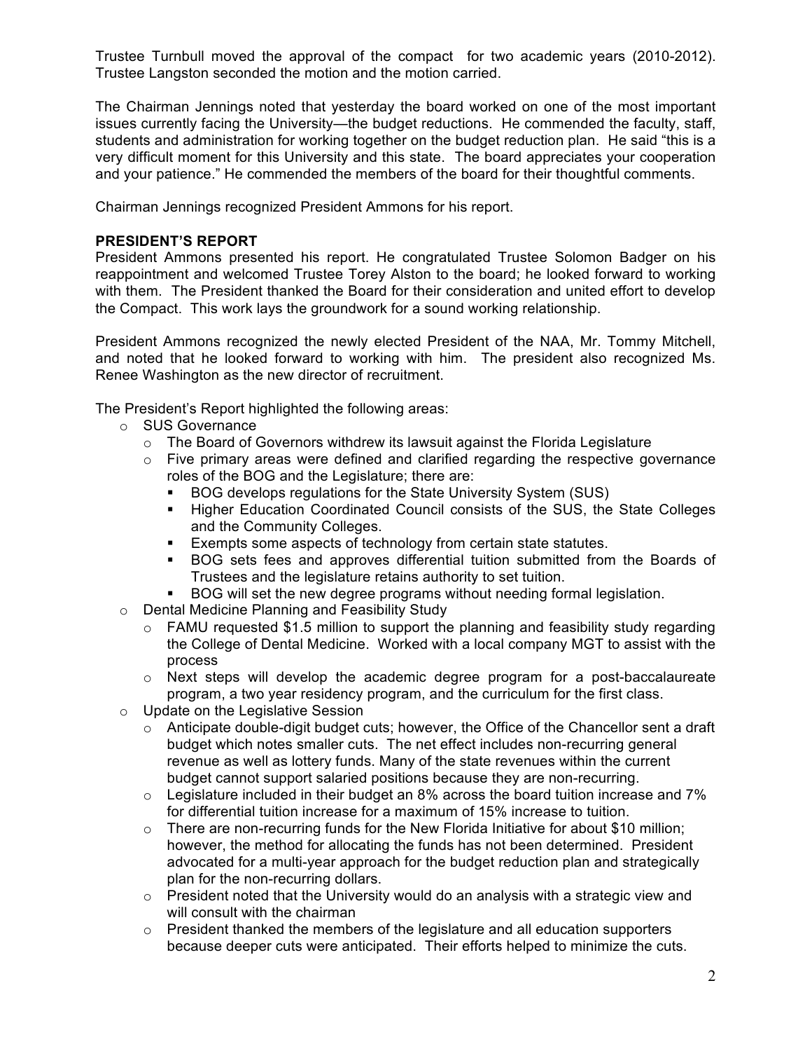Trustee Turnbull moved the approval of the compact for two academic years (2010-2012). Trustee Langston seconded the motion and the motion carried.

The Chairman Jennings noted that yesterday the board worked on one of the most important issues currently facing the University—the budget reductions. He commended the faculty, staff, students and administration for working together on the budget reduction plan. He said "this is a very difficult moment for this University and this state. The board appreciates your cooperation and your patience." He commended the members of the board for their thoughtful comments.

Chairman Jennings recognized President Ammons for his report.

**PRESIDENT'S REPORT**

President Ammons presented his report. He congratulated Trustee Solomon Badger on his reappointment and welcomed Trustee Torey Alston to the board; he looked forward to working with them. The President thanked the Board for their consideration and united effort to develop the Compact. This work lays the groundwork for a sound working relationship.

President Ammons recognized the newly elected President of the NAA, Mr. Tommy Mitchell, and noted that he looked forward to working with him. The president also recognized Ms. Renee Washington as the new director of recruitment.

The President's Report highlighted the following areas:

- SUS Governance
  - The Board of Governors withdrew its lawsuit against the Florida Legislature
  - Five primary areas were defined and clarified regarding the respective governance roles of the BOG and the Legislature; there are:
    - BOG develops regulations for the State University System (SUS)
    - Higher Education Coordinated Council consists of the SUS, the State Colleges and the Community Colleges.
    - Exempts some aspects of technology from certain state statutes.
    - BOG sets fees and approves differential tuition submitted from the Boards of Trustees and the legislature retains authority to set tuition.
    - BOG will set the new degree programs without needing formal legislation.
- Dental Medicine Planning and Feasibility Study
  - FAMU requested $1.5 million to support the planning and feasibility study regarding the College of Dental Medicine. Worked with a local company MGT to assist with the process
  - Next steps will develop the academic degree program for a post-baccalaureate program, a two year residency program, and the curriculum for the first class.
- Update on the Legislative Session
  - Anticipate double-digit budget cuts; however, the Office of the Chancellor sent a draft budget which notes smaller cuts. The net effect includes non-recurring general revenue as well as lottery funds. Many of the state revenues within the current budget cannot support salaried positions because they are non-recurring.
  - Legislature included in their budget an 8% across the board tuition increase and 7% for differential tuition increase for a maximum of 15% increase to tuition.
  - There are non-recurring funds for the New Florida Initiative for about $10 million; however, the method for allocating the funds has not been determined. President advocated for a multi-year approach for the budget reduction plan and strategically plan for the non-recurring dollars.
  - President noted that the University would do an analysis with a strategic view and will consult with the chairman
  - President thanked the members of the legislature and all education supporters because deeper cuts were anticipated. Their efforts helped to minimize the cuts.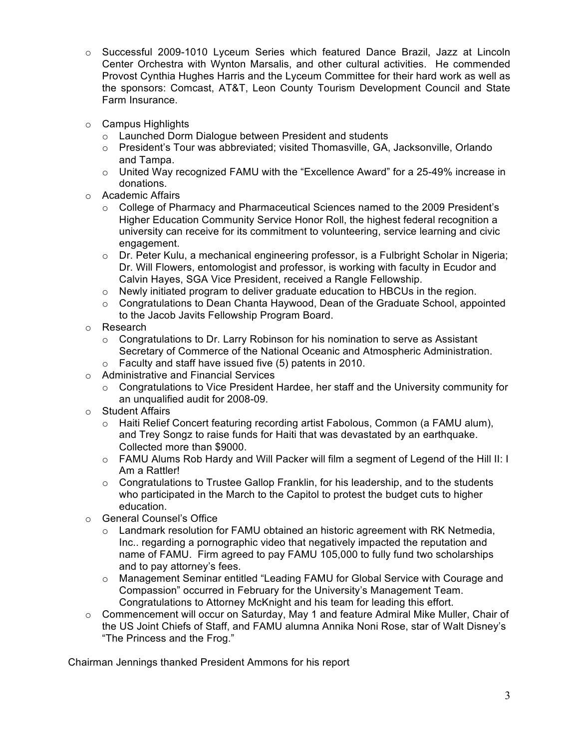- Successful 2009-1010 Lyceum Series which featured Dance Brazil, Jazz at Lincoln Center Orchestra with Wynton Marsalis, and other cultural activities. He commended Provost Cynthia Hughes Harris and the Lyceum Committee for their hard work as well as the sponsors: Comcast, AT&T, Leon County Tourism Development Council and State Farm Insurance.

- Campus Highlights
  - Launched Dorm Dialogue between President and students
  - President's Tour was abbreviated; visited Thomasville, GA, Jacksonville, Orlando and Tampa.
  - United Way recognized FAMU with the "Excellence Award" for a 25-49% increase in donations.
- Academic Affairs
  - College of Pharmacy and Pharmaceutical Sciences named to the 2009 President's Higher Education Community Service Honor Roll, the highest federal recognition a university can receive for its commitment to volunteering, service learning and civic engagement.
  - Dr. Peter Kulu, a mechanical engineering professor, is a Fulbright Scholar in Nigeria; Dr. Will Flowers, entomologist and professor, is working with faculty in Ecudor and Calvin Hayes, SGA Vice President, received a Rangle Fellowship.
  - Newly initiated program to deliver graduate education to HBCUs in the region.
  - Congratulations to Dean Chanta Haywood, Dean of the Graduate School, appointed to the Jacob Javits Fellowship Program Board.
- Research
  - Congratulations to Dr. Larry Robinson for his nomination to serve as Assistant Secretary of Commerce of the National Oceanic and Atmospheric Administration.
  - Faculty and staff have issued five (5) patents in 2010.
- Administrative and Financial Services
  - Congratulations to Vice President Hardee, her staff and the University community for an unqualified audit for 2008-09.
- Student Affairs
  - Haiti Relief Concert featuring recording artist Fabolous, Common (a FAMU alum), and Trey Songz to raise funds for Haiti that was devastated by an earthquake. Collected more than $9000.
  - FAMU Alums Rob Hardy and Will Packer will film a segment of Legend of the Hill II: I Am a Rattler!
  - Congratulations to Trustee Gallop Franklin, for his leadership, and to the students who participated in the March to the Capitol to protest the budget cuts to higher education.
- General Counsel's Office
  - Landmark resolution for FAMU obtained an historic agreement with RK Netmedia, Inc.. regarding a pornographic video that negatively impacted the reputation and name of FAMU. Firm agreed to pay FAMU 105,000 to fully fund two scholarships and to pay attorney's fees.
  - Management Seminar entitled "Leading FAMU for Global Service with Courage and Compassion" occurred in February for the University's Management Team. Congratulations to Attorney McKnight and his team for leading this effort.
- Commencement will occur on Saturday, May 1 and feature Admiral Mike Muller, Chair of the US Joint Chiefs of Staff, and FAMU alumna Annika Noni Rose, star of Walt Disney's "The Princess and the Frog."

Chairman Jennings thanked President Ammons for his report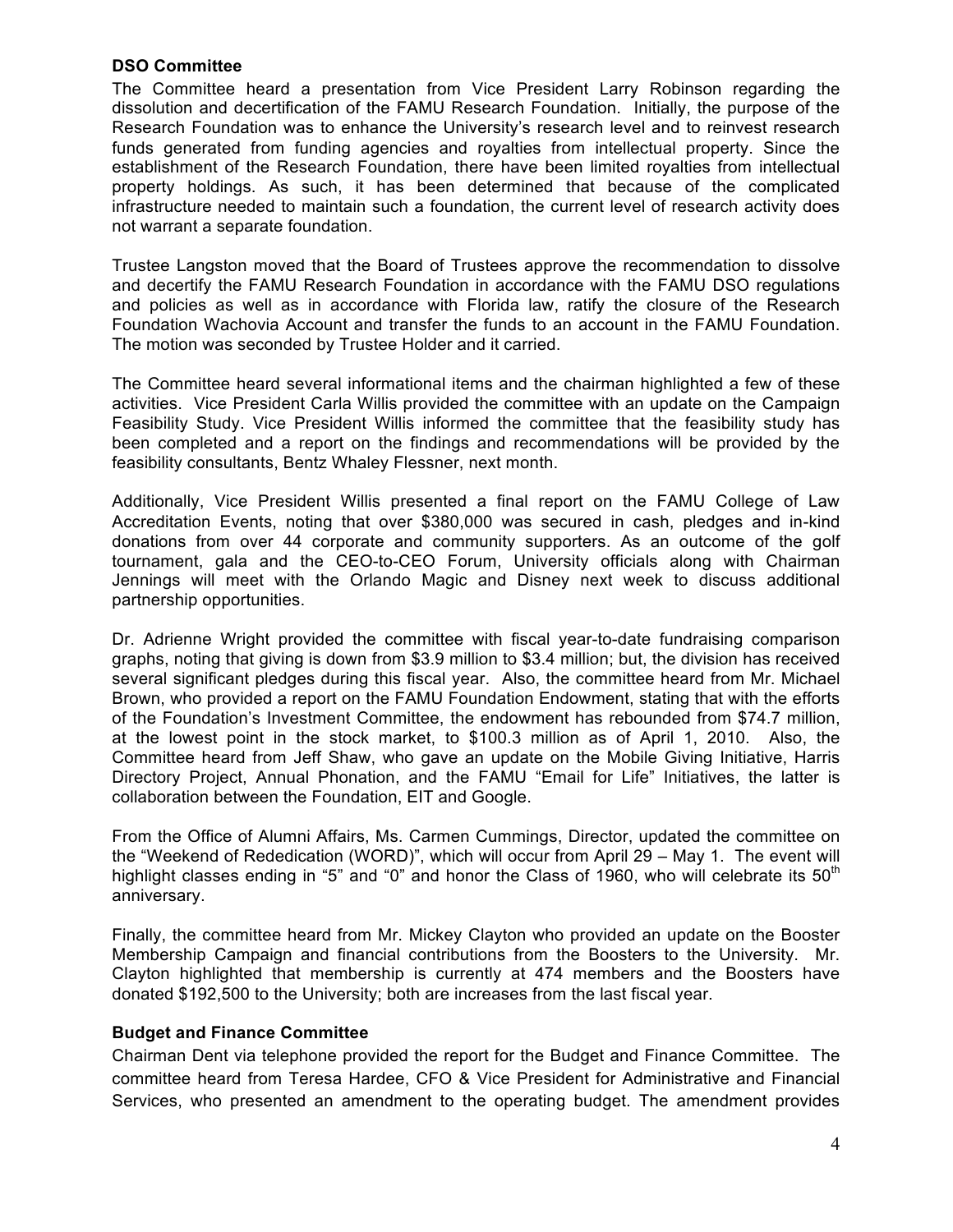**DSO Committee**

The Committee heard a presentation from Vice President Larry Robinson regarding the dissolution and decertification of the FAMU Research Foundation. Initially, the purpose of the Research Foundation was to enhance the University's research level and to reinvest research funds generated from funding agencies and royalties from intellectual property. Since the establishment of the Research Foundation, there have been limited royalties from intellectual property holdings. As such, it has been determined that because of the complicated infrastructure needed to maintain such a foundation, the current level of research activity does not warrant a separate foundation.

Trustee Langston moved that the Board of Trustees approve the recommendation to dissolve and decertify the FAMU Research Foundation in accordance with the FAMU DSO regulations and policies as well as in accordance with Florida law, ratify the closure of the Research Foundation Wachovia Account and transfer the funds to an account in the FAMU Foundation. The motion was seconded by Trustee Holder and it carried.

The Committee heard several informational items and the chairman highlighted a few of these activities. Vice President Carla Willis provided the committee with an update on the Campaign Feasibility Study. Vice President Willis informed the committee that the feasibility study has been completed and a report on the findings and recommendations will be provided by the feasibility consultants, Bentz Whaley Flessner, next month.

Additionally, Vice President Willis presented a final report on the FAMU College of Law Accreditation Events, noting that over $380,000 was secured in cash, pledges and in-kind donations from over 44 corporate and community supporters. As an outcome of the golf tournament, gala and the CEO-to-CEO Forum, University officials along with Chairman Jennings will meet with the Orlando Magic and Disney next week to discuss additional partnership opportunities.

Dr. Adrienne Wright provided the committee with fiscal year-to-date fundraising comparison graphs, noting that giving is down from $3.9 million to $3.4 million; but, the division has received several significant pledges during this fiscal year. Also, the committee heard from Mr. Michael Brown, who provided a report on the FAMU Foundation Endowment, stating that with the efforts of the Foundation's Investment Committee, the endowment has rebounded from $74.7 million, at the lowest point in the stock market, to $100.3 million as of April 1, 2010. Also, the Committee heard from Jeff Shaw, who gave an update on the Mobile Giving Initiative, Harris Directory Project, Annual Phonation, and the FAMU "Email for Life" Initiatives, the latter is collaboration between the Foundation, EIT and Google.

From the Office of Alumni Affairs, Ms. Carmen Cummings, Director, updated the committee on the "Weekend of Rededication (WORD)", which will occur from April 29 – May 1. The event will highlight classes ending in "5" and "0" and honor the Class of 1960, who will celebrate its 50th anniversary.

Finally, the committee heard from Mr. Mickey Clayton who provided an update on the Booster Membership Campaign and financial contributions from the Boosters to the University. Mr. Clayton highlighted that membership is currently at 474 members and the Boosters have donated $192,500 to the University; both are increases from the last fiscal year.

**Budget and Finance Committee**

Chairman Dent via telephone provided the report for the Budget and Finance Committee. The committee heard from Teresa Hardee, CFO & Vice President for Administrative and Financial Services, who presented an amendment to the operating budget. The amendment provides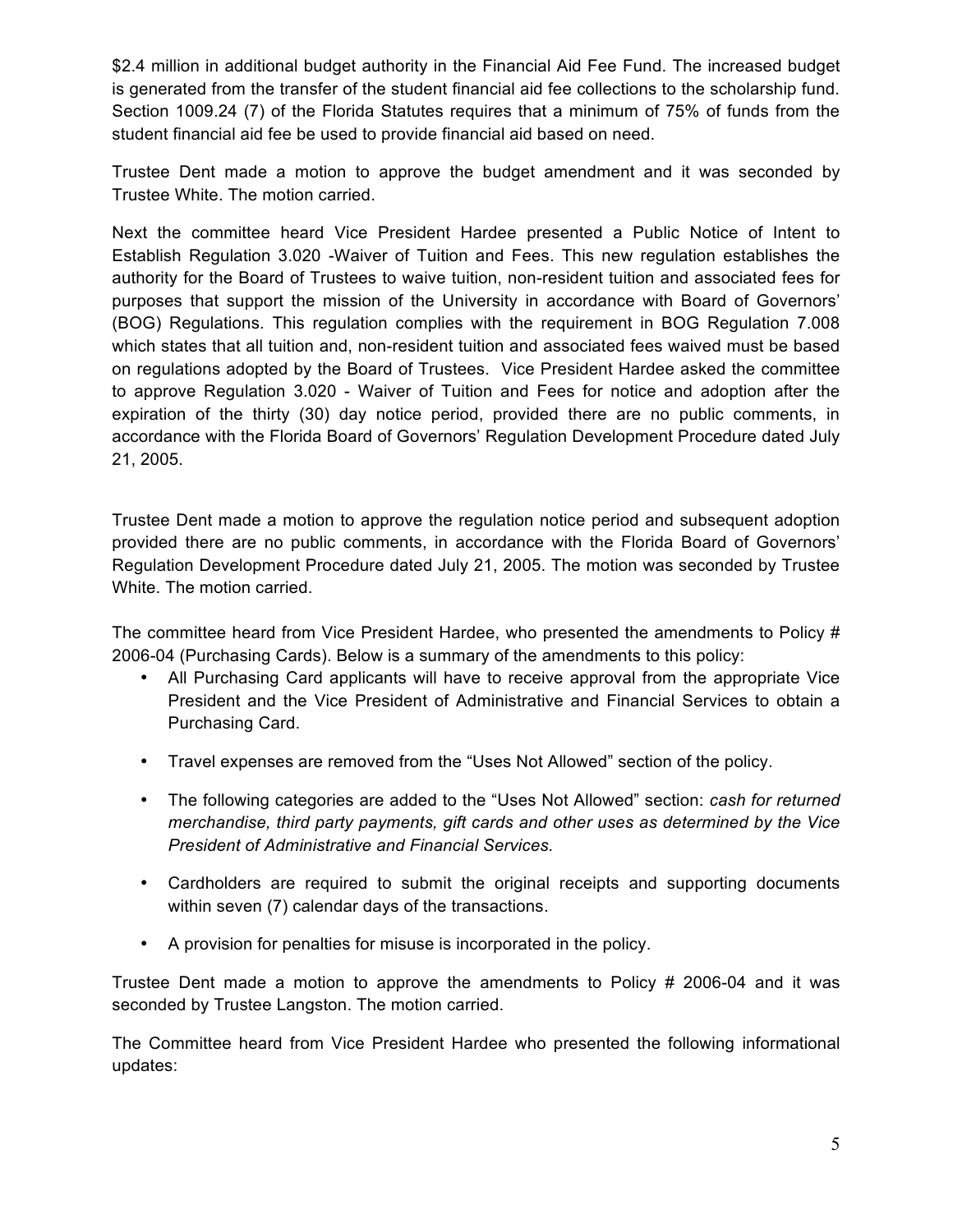$2.4 million in additional budget authority in the Financial Aid Fee Fund. The increased budget is generated from the transfer of the student financial aid fee collections to the scholarship fund. Section 1009.24 (7) of the Florida Statutes requires that a minimum of 75% of funds from the student financial aid fee be used to provide financial aid based on need.

Trustee Dent made a motion to approve the budget amendment and it was seconded by Trustee White. The motion carried.

Next the committee heard Vice President Hardee presented a Public Notice of Intent to Establish Regulation 3.020 -Waiver of Tuition and Fees. This new regulation establishes the authority for the Board of Trustees to waive tuition, non-resident tuition and associated fees for purposes that support the mission of the University in accordance with Board of Governors' (BOG) Regulations. This regulation complies with the requirement in BOG Regulation 7.008 which states that all tuition and, non-resident tuition and associated fees waived must be based on regulations adopted by the Board of Trustees. Vice President Hardee asked the committee to approve Regulation 3.020 - Waiver of Tuition and Fees for notice and adoption after the expiration of the thirty (30) day notice period, provided there are no public comments, in accordance with the Florida Board of Governors' Regulation Development Procedure dated July 21, 2005.

Trustee Dent made a motion to approve the regulation notice period and subsequent adoption provided there are no public comments, in accordance with the Florida Board of Governors' Regulation Development Procedure dated July 21, 2005. The motion was seconded by Trustee White. The motion carried.

The committee heard from Vice President Hardee, who presented the amendments to Policy # 2006-04 (Purchasing Cards). Below is a summary of the amendments to this policy:

- All Purchasing Card applicants will have to receive approval from the appropriate Vice President and the Vice President of Administrative and Financial Services to obtain a Purchasing Card.
- Travel expenses are removed from the "Uses Not Allowed" section of the policy.
- The following categories are added to the "Uses Not Allowed" section: *cash for returned merchandise, third party payments, gift cards and other uses as determined by the Vice President of Administrative and Financial Services.*
- Cardholders are required to submit the original receipts and supporting documents within seven (7) calendar days of the transactions.
- A provision for penalties for misuse is incorporated in the policy.

Trustee Dent made a motion to approve the amendments to Policy # 2006-04 and it was seconded by Trustee Langston. The motion carried.

The Committee heard from Vice President Hardee who presented the following informational updates: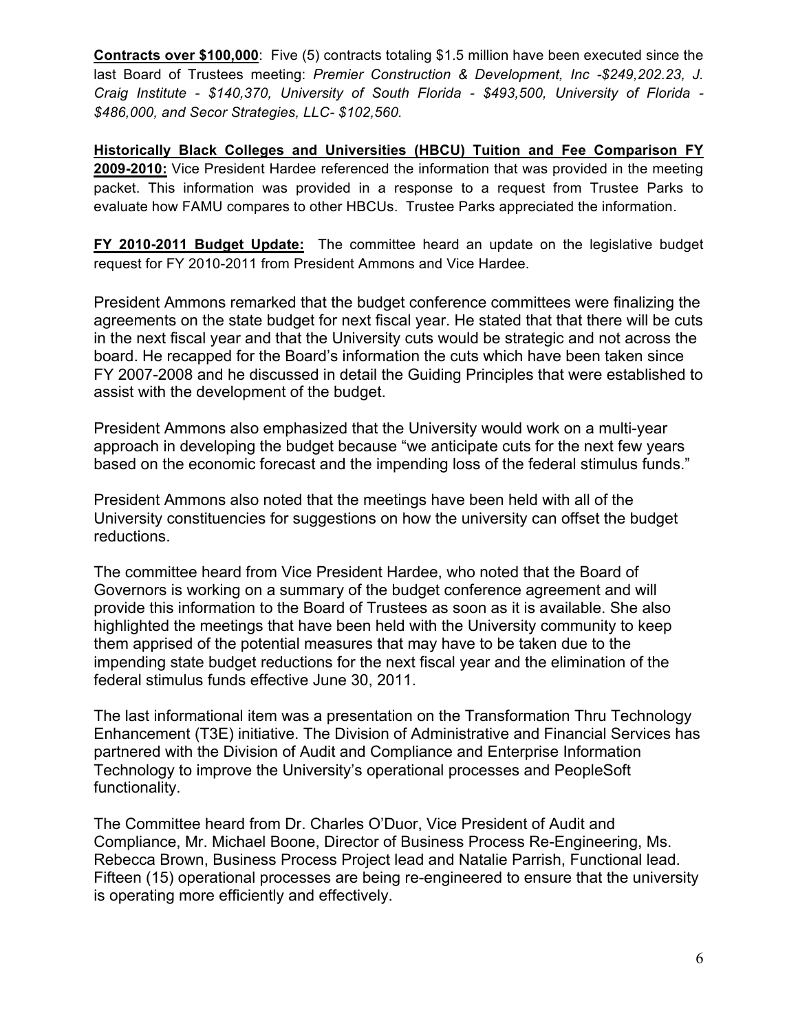**<u>Contracts over $100,000</u>**: Five (5) contracts totaling $1.5 million have been executed since the last Board of Trustees meeting: *Premier Construction & Development, Inc -$249,202.23, J. Craig Institute - $140,370, University of South Florida - $493,500, University of Florida - $486,000, and Secor Strategies, LLC- $102,560.*

**<u>Historically Black Colleges and Universities (HBCU) Tuition and Fee Comparison FY 2009-2010:</u>** Vice President Hardee referenced the information that was provided in the meeting packet. This information was provided in a response to a request from Trustee Parks to evaluate how FAMU compares to other HBCUs. Trustee Parks appreciated the information.

**<u>FY 2010-2011 Budget Update:</u>** The committee heard an update on the legislative budget request for FY 2010-2011 from President Ammons and Vice Hardee.

President Ammons remarked that the budget conference committees were finalizing the agreements on the state budget for next fiscal year. He stated that that there will be cuts in the next fiscal year and that the University cuts would be strategic and not across the board. He recapped for the Board's information the cuts which have been taken since FY 2007-2008 and he discussed in detail the Guiding Principles that were established to assist with the development of the budget.

President Ammons also emphasized that the University would work on a multi-year approach in developing the budget because "we anticipate cuts for the next few years based on the economic forecast and the impending loss of the federal stimulus funds."

President Ammons also noted that the meetings have been held with all of the University constituencies for suggestions on how the university can offset the budget reductions.

The committee heard from Vice President Hardee, who noted that the Board of Governors is working on a summary of the budget conference agreement and will provide this information to the Board of Trustees as soon as it is available. She also highlighted the meetings that have been held with the University community to keep them apprised of the potential measures that may have to be taken due to the impending state budget reductions for the next fiscal year and the elimination of the federal stimulus funds effective June 30, 2011.

The last informational item was a presentation on the Transformation Thru Technology Enhancement (T3E) initiative. The Division of Administrative and Financial Services has partnered with the Division of Audit and Compliance and Enterprise Information Technology to improve the University's operational processes and PeopleSoft functionality.

The Committee heard from Dr. Charles O'Duor, Vice President of Audit and Compliance, Mr. Michael Boone, Director of Business Process Re-Engineering, Ms. Rebecca Brown, Business Process Project lead and Natalie Parrish, Functional lead. Fifteen (15) operational processes are being re-engineered to ensure that the university is operating more efficiently and effectively.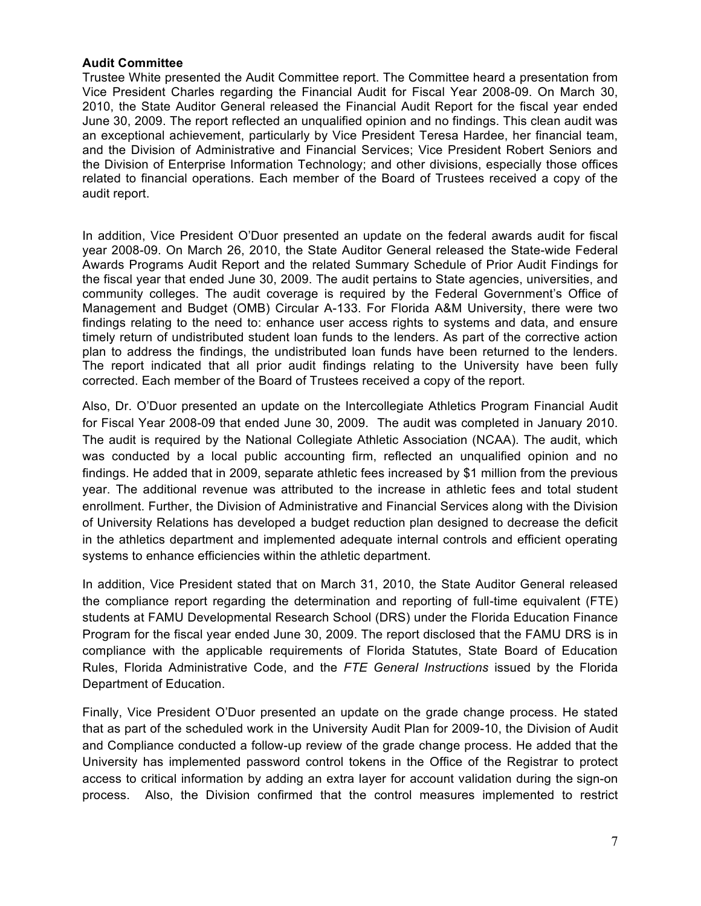**Audit Committee**

Trustee White presented the Audit Committee report. The Committee heard a presentation from Vice President Charles regarding the Financial Audit for Fiscal Year 2008-09. On March 30, 2010, the State Auditor General released the Financial Audit Report for the fiscal year ended June 30, 2009. The report reflected an unqualified opinion and no findings. This clean audit was an exceptional achievement, particularly by Vice President Teresa Hardee, her financial team, and the Division of Administrative and Financial Services; Vice President Robert Seniors and the Division of Enterprise Information Technology; and other divisions, especially those offices related to financial operations. Each member of the Board of Trustees received a copy of the audit report.

In addition, Vice President O'Duor presented an update on the federal awards audit for fiscal year 2008-09. On March 26, 2010, the State Auditor General released the State-wide Federal Awards Programs Audit Report and the related Summary Schedule of Prior Audit Findings for the fiscal year that ended June 30, 2009. The audit pertains to State agencies, universities, and community colleges. The audit coverage is required by the Federal Government's Office of Management and Budget (OMB) Circular A-133. For Florida A&M University, there were two findings relating to the need to: enhance user access rights to systems and data, and ensure timely return of undistributed student loan funds to the lenders. As part of the corrective action plan to address the findings, the undistributed loan funds have been returned to the lenders. The report indicated that all prior audit findings relating to the University have been fully corrected. Each member of the Board of Trustees received a copy of the report.

Also, Dr. O'Duor presented an update on the Intercollegiate Athletics Program Financial Audit for Fiscal Year 2008-09 that ended June 30, 2009. The audit was completed in January 2010. The audit is required by the National Collegiate Athletic Association (NCAA). The audit, which was conducted by a local public accounting firm, reflected an unqualified opinion and no findings. He added that in 2009, separate athletic fees increased by $1 million from the previous year. The additional revenue was attributed to the increase in athletic fees and total student enrollment. Further, the Division of Administrative and Financial Services along with the Division of University Relations has developed a budget reduction plan designed to decrease the deficit in the athletics department and implemented adequate internal controls and efficient operating systems to enhance efficiencies within the athletic department.

In addition, Vice President stated that on March 31, 2010, the State Auditor General released the compliance report regarding the determination and reporting of full-time equivalent (FTE) students at FAMU Developmental Research School (DRS) under the Florida Education Finance Program for the fiscal year ended June 30, 2009. The report disclosed that the FAMU DRS is in compliance with the applicable requirements of Florida Statutes, State Board of Education Rules, Florida Administrative Code, and the *FTE General Instructions* issued by the Florida Department of Education.

Finally, Vice President O'Duor presented an update on the grade change process. He stated that as part of the scheduled work in the University Audit Plan for 2009-10, the Division of Audit and Compliance conducted a follow-up review of the grade change process. He added that the University has implemented password control tokens in the Office of the Registrar to protect access to critical information by adding an extra layer for account validation during the sign-on process. Also, the Division confirmed that the control measures implemented to restrict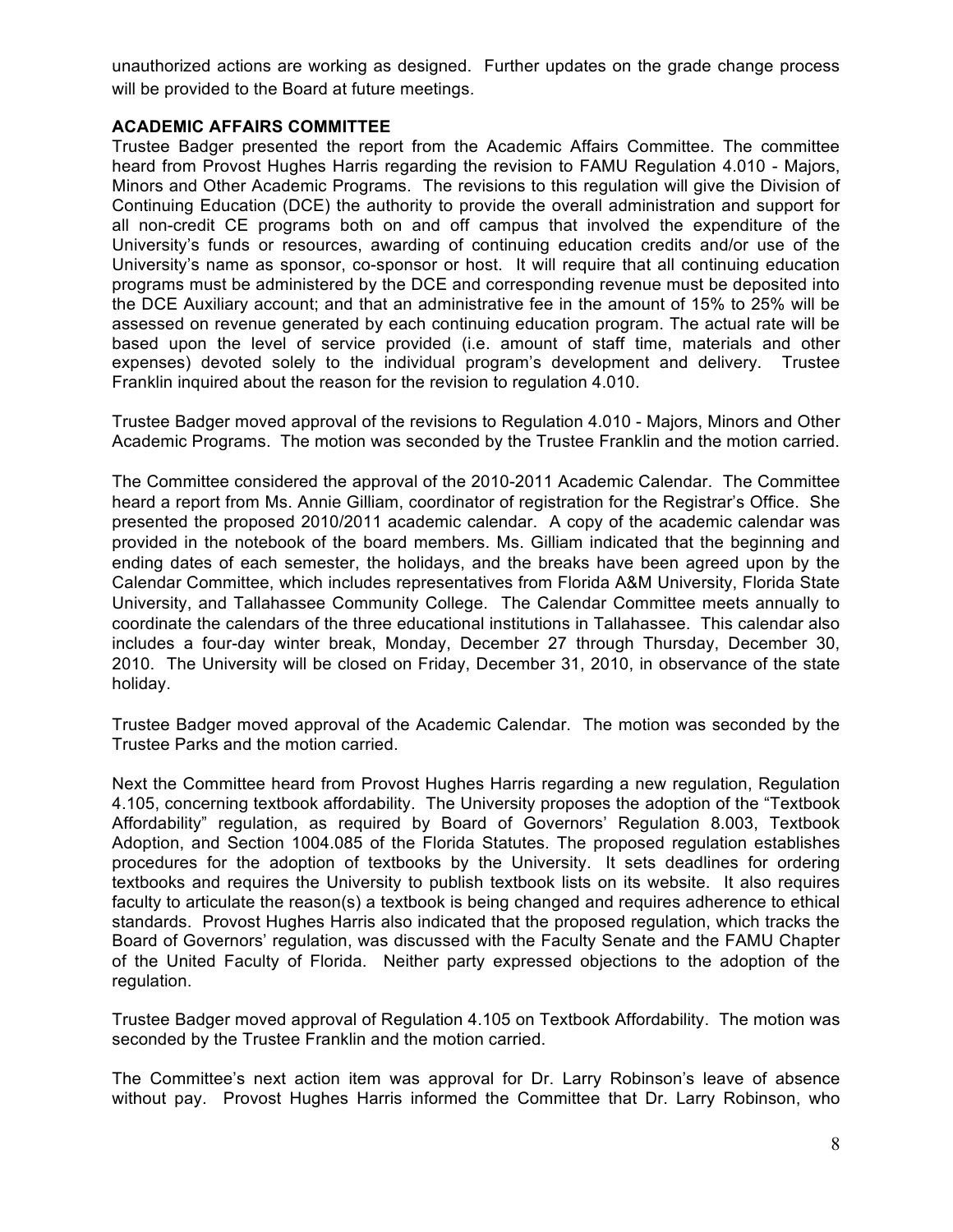unauthorized actions are working as designed. Further updates on the grade change process will be provided to the Board at future meetings.

**ACADEMIC AFFAIRS COMMITTEE**

Trustee Badger presented the report from the Academic Affairs Committee. The committee heard from Provost Hughes Harris regarding the revision to FAMU Regulation 4.010 - Majors, Minors and Other Academic Programs. The revisions to this regulation will give the Division of Continuing Education (DCE) the authority to provide the overall administration and support for all non-credit CE programs both on and off campus that involved the expenditure of the University's funds or resources, awarding of continuing education credits and/or use of the University's name as sponsor, co-sponsor or host. It will require that all continuing education programs must be administered by the DCE and corresponding revenue must be deposited into the DCE Auxiliary account; and that an administrative fee in the amount of 15% to 25% will be assessed on revenue generated by each continuing education program. The actual rate will be based upon the level of service provided (i.e. amount of staff time, materials and other expenses) devoted solely to the individual program's development and delivery. Trustee Franklin inquired about the reason for the revision to regulation 4.010.

Trustee Badger moved approval of the revisions to Regulation 4.010 - Majors, Minors and Other Academic Programs. The motion was seconded by the Trustee Franklin and the motion carried.

The Committee considered the approval of the 2010-2011 Academic Calendar. The Committee heard a report from Ms. Annie Gilliam, coordinator of registration for the Registrar's Office. She presented the proposed 2010/2011 academic calendar. A copy of the academic calendar was provided in the notebook of the board members. Ms. Gilliam indicated that the beginning and ending dates of each semester, the holidays, and the breaks have been agreed upon by the Calendar Committee, which includes representatives from Florida A&M University, Florida State University, and Tallahassee Community College. The Calendar Committee meets annually to coordinate the calendars of the three educational institutions in Tallahassee. This calendar also includes a four-day winter break, Monday, December 27 through Thursday, December 30, 2010. The University will be closed on Friday, December 31, 2010, in observance of the state holiday.

Trustee Badger moved approval of the Academic Calendar. The motion was seconded by the Trustee Parks and the motion carried.

Next the Committee heard from Provost Hughes Harris regarding a new regulation, Regulation 4.105, concerning textbook affordability. The University proposes the adoption of the "Textbook Affordability" regulation, as required by Board of Governors' Regulation 8.003, Textbook Adoption, and Section 1004.085 of the Florida Statutes. The proposed regulation establishes procedures for the adoption of textbooks by the University. It sets deadlines for ordering textbooks and requires the University to publish textbook lists on its website. It also requires faculty to articulate the reason(s) a textbook is being changed and requires adherence to ethical standards. Provost Hughes Harris also indicated that the proposed regulation, which tracks the Board of Governors' regulation, was discussed with the Faculty Senate and the FAMU Chapter of the United Faculty of Florida. Neither party expressed objections to the adoption of the regulation.

Trustee Badger moved approval of Regulation 4.105 on Textbook Affordability. The motion was seconded by the Trustee Franklin and the motion carried.

The Committee's next action item was approval for Dr. Larry Robinson's leave of absence without pay. Provost Hughes Harris informed the Committee that Dr. Larry Robinson, who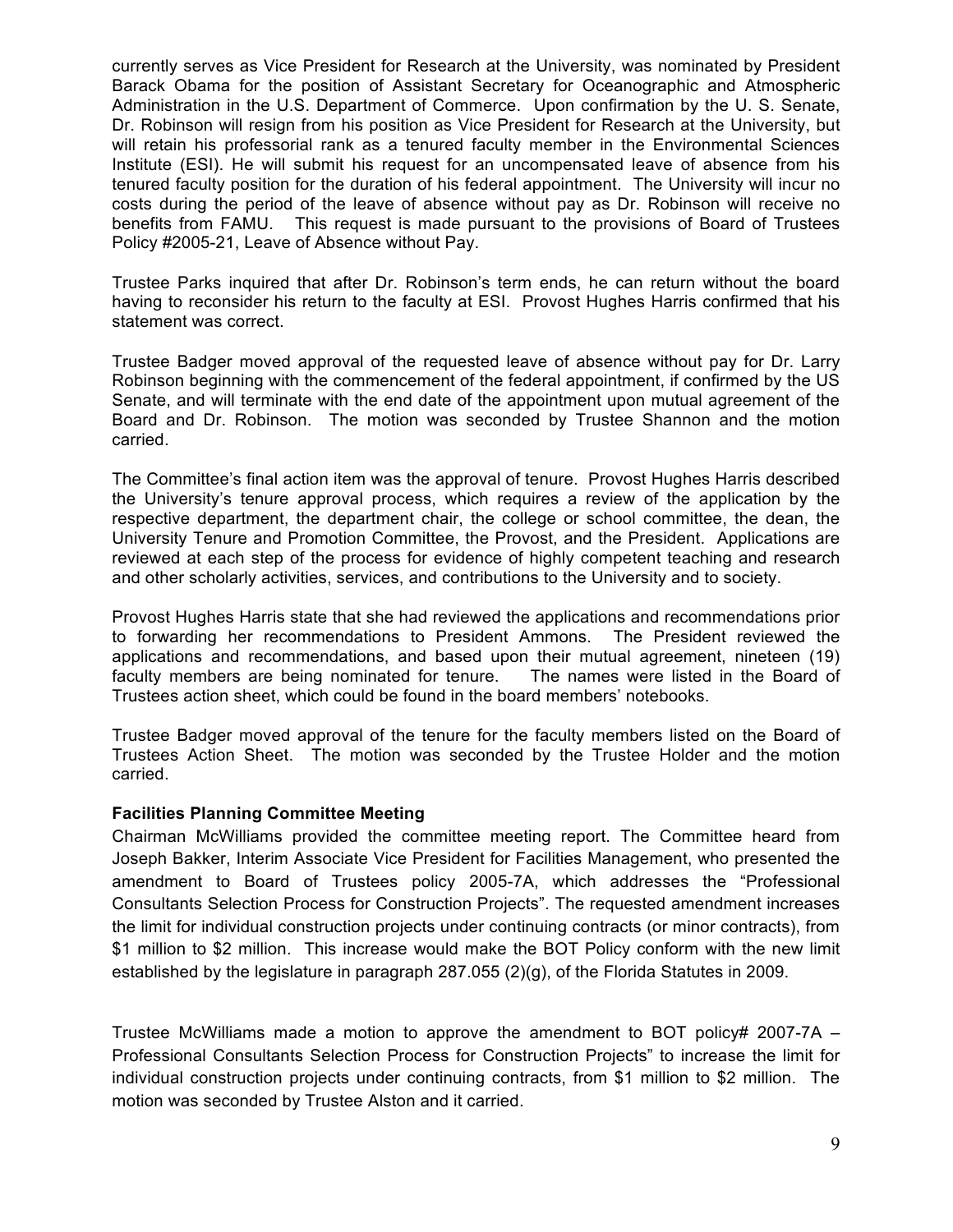currently serves as Vice President for Research at the University, was nominated by President Barack Obama for the position of Assistant Secretary for Oceanographic and Atmospheric Administration in the U.S. Department of Commerce. Upon confirmation by the U. S. Senate, Dr. Robinson will resign from his position as Vice President for Research at the University, but will retain his professorial rank as a tenured faculty member in the Environmental Sciences Institute (ESI). He will submit his request for an uncompensated leave of absence from his tenured faculty position for the duration of his federal appointment. The University will incur no costs during the period of the leave of absence without pay as Dr. Robinson will receive no benefits from FAMU. This request is made pursuant to the provisions of Board of Trustees Policy #2005-21, Leave of Absence without Pay.

Trustee Parks inquired that after Dr. Robinson's term ends, he can return without the board having to reconsider his return to the faculty at ESI. Provost Hughes Harris confirmed that his statement was correct.

Trustee Badger moved approval of the requested leave of absence without pay for Dr. Larry Robinson beginning with the commencement of the federal appointment, if confirmed by the US Senate, and will terminate with the end date of the appointment upon mutual agreement of the Board and Dr. Robinson. The motion was seconded by Trustee Shannon and the motion carried.

The Committee's final action item was the approval of tenure. Provost Hughes Harris described the University's tenure approval process, which requires a review of the application by the respective department, the department chair, the college or school committee, the dean, the University Tenure and Promotion Committee, the Provost, and the President. Applications are reviewed at each step of the process for evidence of highly competent teaching and research and other scholarly activities, services, and contributions to the University and to society.

Provost Hughes Harris state that she had reviewed the applications and recommendations prior to forwarding her recommendations to President Ammons. The President reviewed the applications and recommendations, and based upon their mutual agreement, nineteen (19) faculty members are being nominated for tenure. The names were listed in the Board of Trustees action sheet, which could be found in the board members' notebooks.

Trustee Badger moved approval of the tenure for the faculty members listed on the Board of Trustees Action Sheet. The motion was seconded by the Trustee Holder and the motion carried.

**Facilities Planning Committee Meeting**

Chairman McWilliams provided the committee meeting report. The Committee heard from Joseph Bakker, Interim Associate Vice President for Facilities Management, who presented the amendment to Board of Trustees policy 2005-7A, which addresses the "Professional Consultants Selection Process for Construction Projects". The requested amendment increases the limit for individual construction projects under continuing contracts (or minor contracts), from $1 million to $2 million. This increase would make the BOT Policy conform with the new limit established by the legislature in paragraph 287.055 (2)(g), of the Florida Statutes in 2009.

Trustee McWilliams made a motion to approve the amendment to BOT policy# 2007-7A – Professional Consultants Selection Process for Construction Projects" to increase the limit for individual construction projects under continuing contracts, from $1 million to $2 million. The motion was seconded by Trustee Alston and it carried.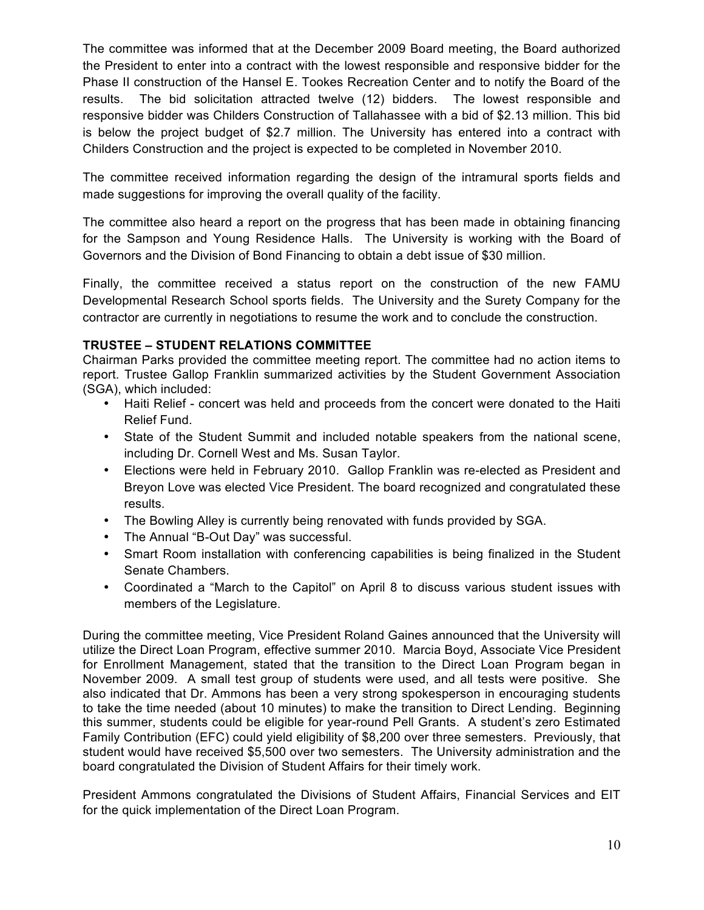The committee was informed that at the December 2009 Board meeting, the Board authorized the President to enter into a contract with the lowest responsible and responsive bidder for the Phase II construction of the Hansel E. Tookes Recreation Center and to notify the Board of the results. The bid solicitation attracted twelve (12) bidders. The lowest responsible and responsive bidder was Childers Construction of Tallahassee with a bid of $2.13 million. This bid is below the project budget of $2.7 million. The University has entered into a contract with Childers Construction and the project is expected to be completed in November 2010.

The committee received information regarding the design of the intramural sports fields and made suggestions for improving the overall quality of the facility.

The committee also heard a report on the progress that has been made in obtaining financing for the Sampson and Young Residence Halls. The University is working with the Board of Governors and the Division of Bond Financing to obtain a debt issue of $30 million.

Finally, the committee received a status report on the construction of the new FAMU Developmental Research School sports fields. The University and the Surety Company for the contractor are currently in negotiations to resume the work and to conclude the construction.

**TRUSTEE – STUDENT RELATIONS COMMITTEE**

Chairman Parks provided the committee meeting report. The committee had no action items to report. Trustee Gallop Franklin summarized activities by the Student Government Association (SGA), which included:

- Haiti Relief - concert was held and proceeds from the concert were donated to the Haiti Relief Fund.
- State of the Student Summit and included notable speakers from the national scene, including Dr. Cornell West and Ms. Susan Taylor.
- Elections were held in February 2010. Gallop Franklin was re-elected as President and Breyon Love was elected Vice President. The board recognized and congratulated these results.
- The Bowling Alley is currently being renovated with funds provided by SGA.
- The Annual "B-Out Day" was successful.
- Smart Room installation with conferencing capabilities is being finalized in the Student Senate Chambers.
- Coordinated a "March to the Capitol" on April 8 to discuss various student issues with members of the Legislature.

During the committee meeting, Vice President Roland Gaines announced that the University will utilize the Direct Loan Program, effective summer 2010. Marcia Boyd, Associate Vice President for Enrollment Management, stated that the transition to the Direct Loan Program began in November 2009. A small test group of students were used, and all tests were positive. She also indicated that Dr. Ammons has been a very strong spokesperson in encouraging students to take the time needed (about 10 minutes) to make the transition to Direct Lending. Beginning this summer, students could be eligible for year-round Pell Grants. A student's zero Estimated Family Contribution (EFC) could yield eligibility of $8,200 over three semesters. Previously, that student would have received $5,500 over two semesters. The University administration and the board congratulated the Division of Student Affairs for their timely work.

President Ammons congratulated the Divisions of Student Affairs, Financial Services and EIT for the quick implementation of the Direct Loan Program.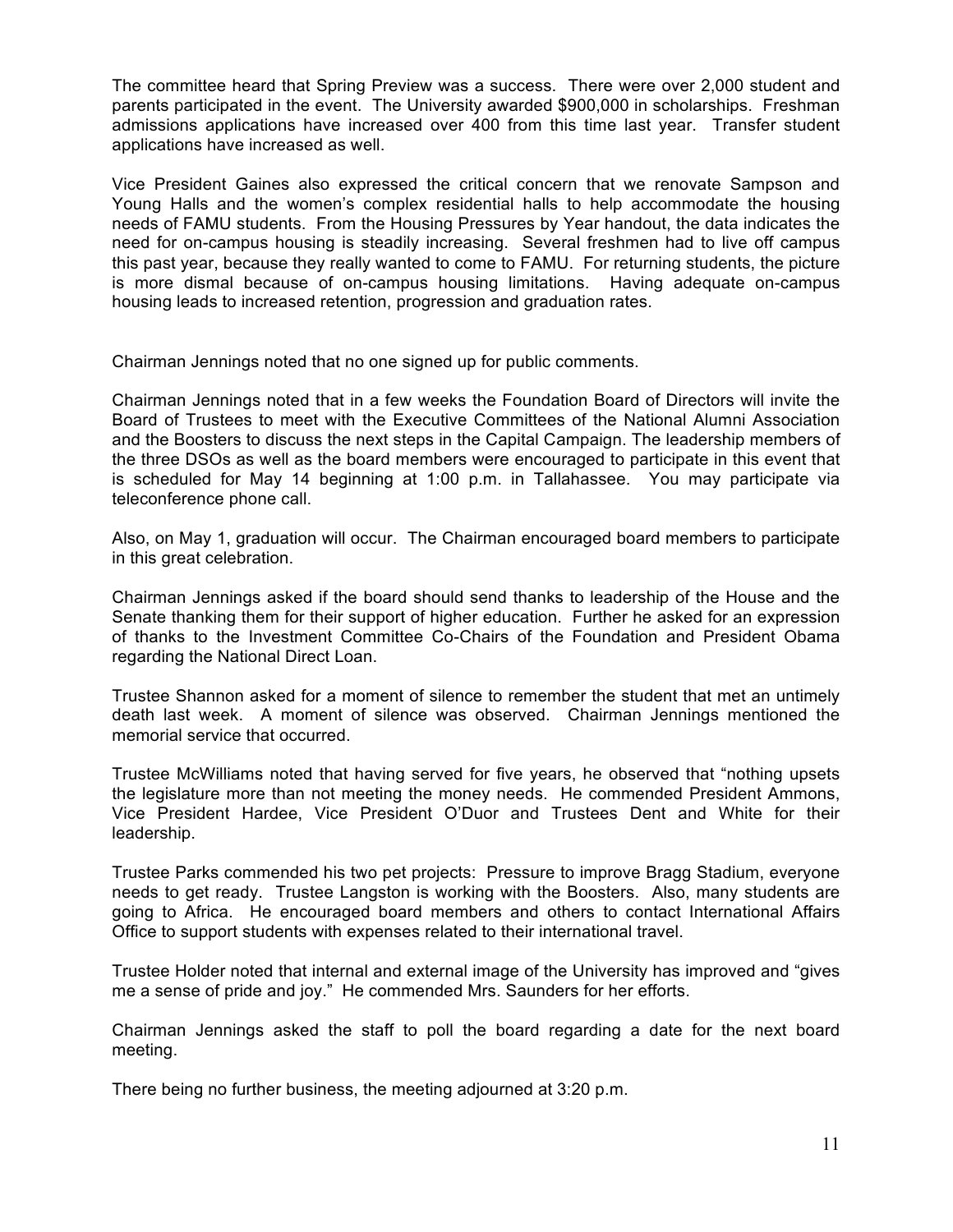The committee heard that Spring Preview was a success. There were over 2,000 student and parents participated in the event. The University awarded $900,000 in scholarships. Freshman admissions applications have increased over 400 from this time last year. Transfer student applications have increased as well.

Vice President Gaines also expressed the critical concern that we renovate Sampson and Young Halls and the women's complex residential halls to help accommodate the housing needs of FAMU students. From the Housing Pressures by Year handout, the data indicates the need for on-campus housing is steadily increasing. Several freshmen had to live off campus this past year, because they really wanted to come to FAMU. For returning students, the picture is more dismal because of on-campus housing limitations. Having adequate on-campus housing leads to increased retention, progression and graduation rates.

Chairman Jennings noted that no one signed up for public comments.

Chairman Jennings noted that in a few weeks the Foundation Board of Directors will invite the Board of Trustees to meet with the Executive Committees of the National Alumni Association and the Boosters to discuss the next steps in the Capital Campaign. The leadership members of the three DSOs as well as the board members were encouraged to participate in this event that is scheduled for May 14 beginning at 1:00 p.m. in Tallahassee. You may participate via teleconference phone call.

Also, on May 1, graduation will occur. The Chairman encouraged board members to participate in this great celebration.

Chairman Jennings asked if the board should send thanks to leadership of the House and the Senate thanking them for their support of higher education. Further he asked for an expression of thanks to the Investment Committee Co-Chairs of the Foundation and President Obama regarding the National Direct Loan.

Trustee Shannon asked for a moment of silence to remember the student that met an untimely death last week. A moment of silence was observed. Chairman Jennings mentioned the memorial service that occurred.

Trustee McWilliams noted that having served for five years, he observed that "nothing upsets the legislature more than not meeting the money needs. He commended President Ammons, Vice President Hardee, Vice President O'Duor and Trustees Dent and White for their leadership.

Trustee Parks commended his two pet projects: Pressure to improve Bragg Stadium, everyone needs to get ready. Trustee Langston is working with the Boosters. Also, many students are going to Africa. He encouraged board members and others to contact International Affairs Office to support students with expenses related to their international travel.

Trustee Holder noted that internal and external image of the University has improved and "gives me a sense of pride and joy." He commended Mrs. Saunders for her efforts.

Chairman Jennings asked the staff to poll the board regarding a date for the next board meeting.

There being no further business, the meeting adjourned at 3:20 p.m.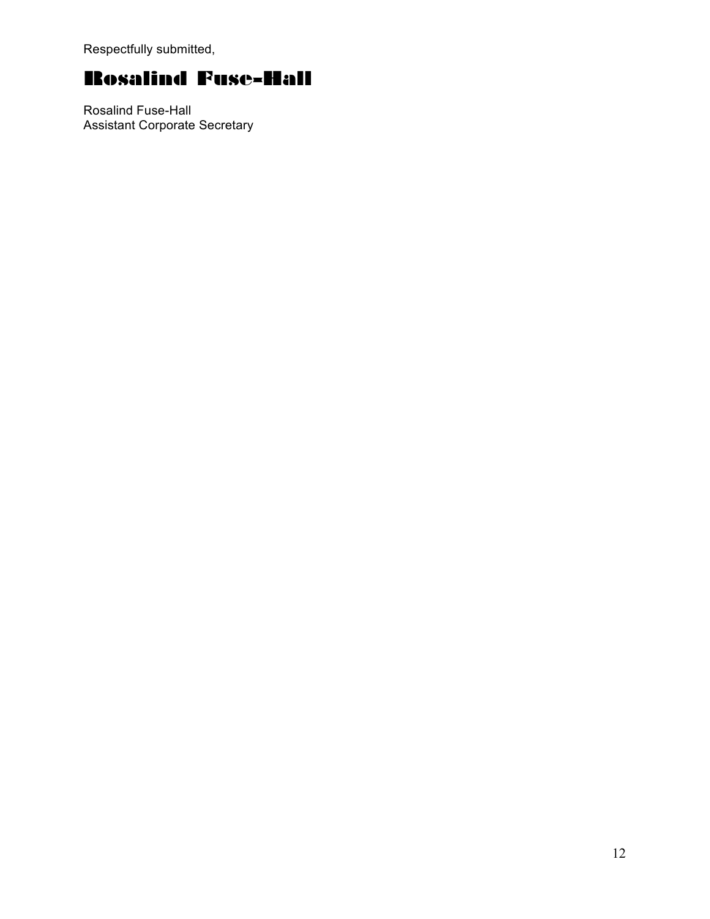Respectfully submitted,

Rosalind Fuse-Hall

Rosalind Fuse-Hall
Assistant Corporate Secretary